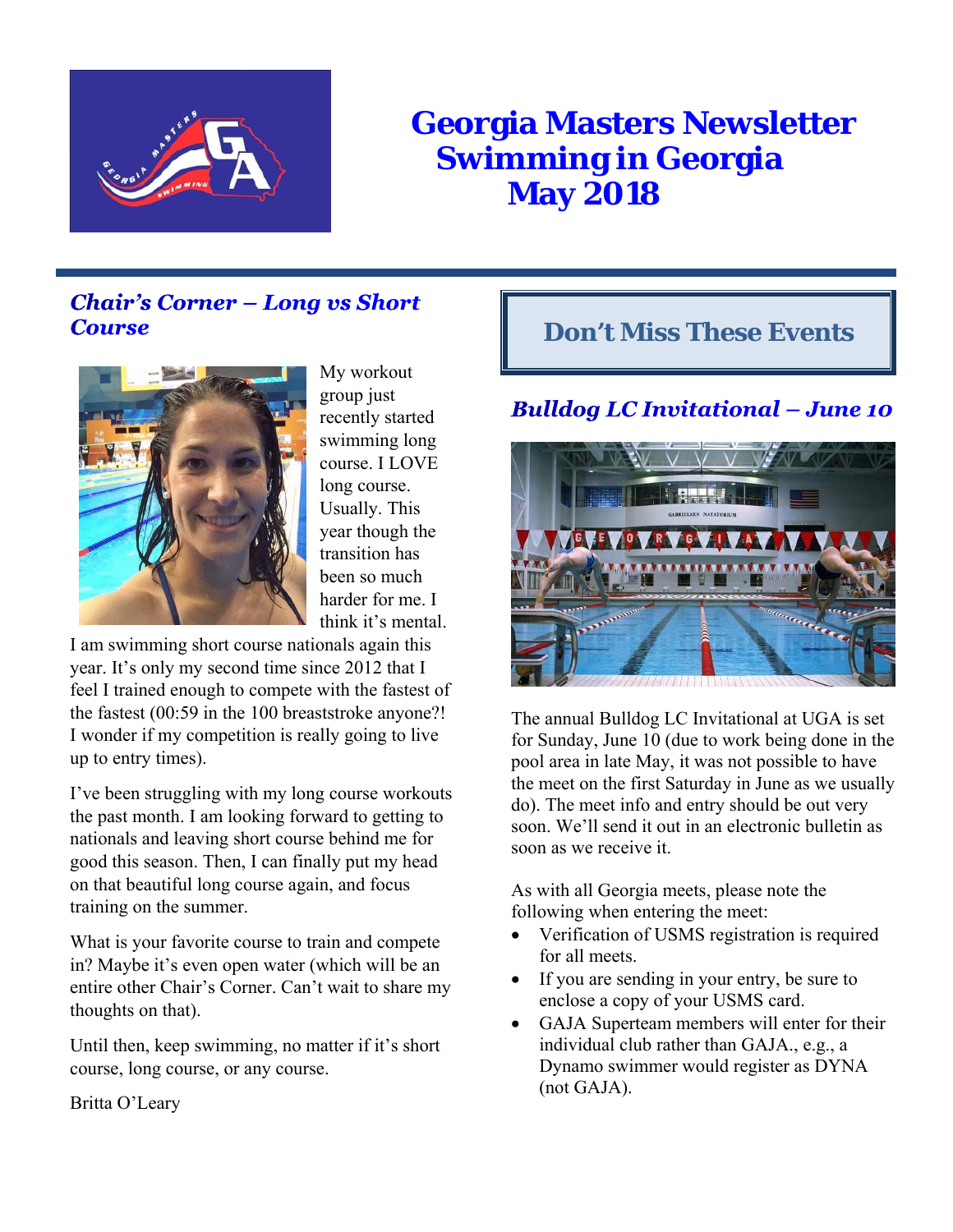# Georgia Masters Newsletter
# Swimming in Georgia
# May 2018

## *Chair's Corner – Long vs Short Course*

My workout group just recently started swimming long course. I LOVE long course. Usually. This year though the transition has been so much harder for me. I think it's mental. I am swimming short course nationals again this year. It's only my second time since 2012 that I feel I trained enough to compete with the fastest of the fastest (00:59 in the 100 breaststroke anyone?! I wonder if my competition is really going to live up to entry times).

I've been struggling with my long course workouts the past month. I am looking forward to getting to nationals and leaving short course behind me for good this season. Then, I can finally put my head on that beautiful long course again, and focus training on the summer.

What is your favorite course to train and compete in? Maybe it's even open water (which will be an entire other Chair's Corner. Can't wait to share my thoughts on that).

Until then, keep swimming, no matter if it's short course, long course, or any course.

Britta O'Leary

## Don't Miss These Events

### *Bulldog LC Invitational – June 10*

The annual Bulldog LC Invitational at UGA is set for Sunday, June 10 (due to work being done in the pool area in late May, it was not possible to have the meet on the first Saturday in June as we usually do). The meet info and entry should be out very soon. We'll send it out in an electronic bulletin as soon as we receive it.

As with all Georgia meets, please note the following when entering the meet:

- Verification of USMS registration is required for all meets.
- If you are sending in your entry, be sure to enclose a copy of your USMS card.
- GAJA Superteam members will enter for their individual club rather than GAJA., e.g., a Dynamo swimmer would register as DYNA (not GAJA).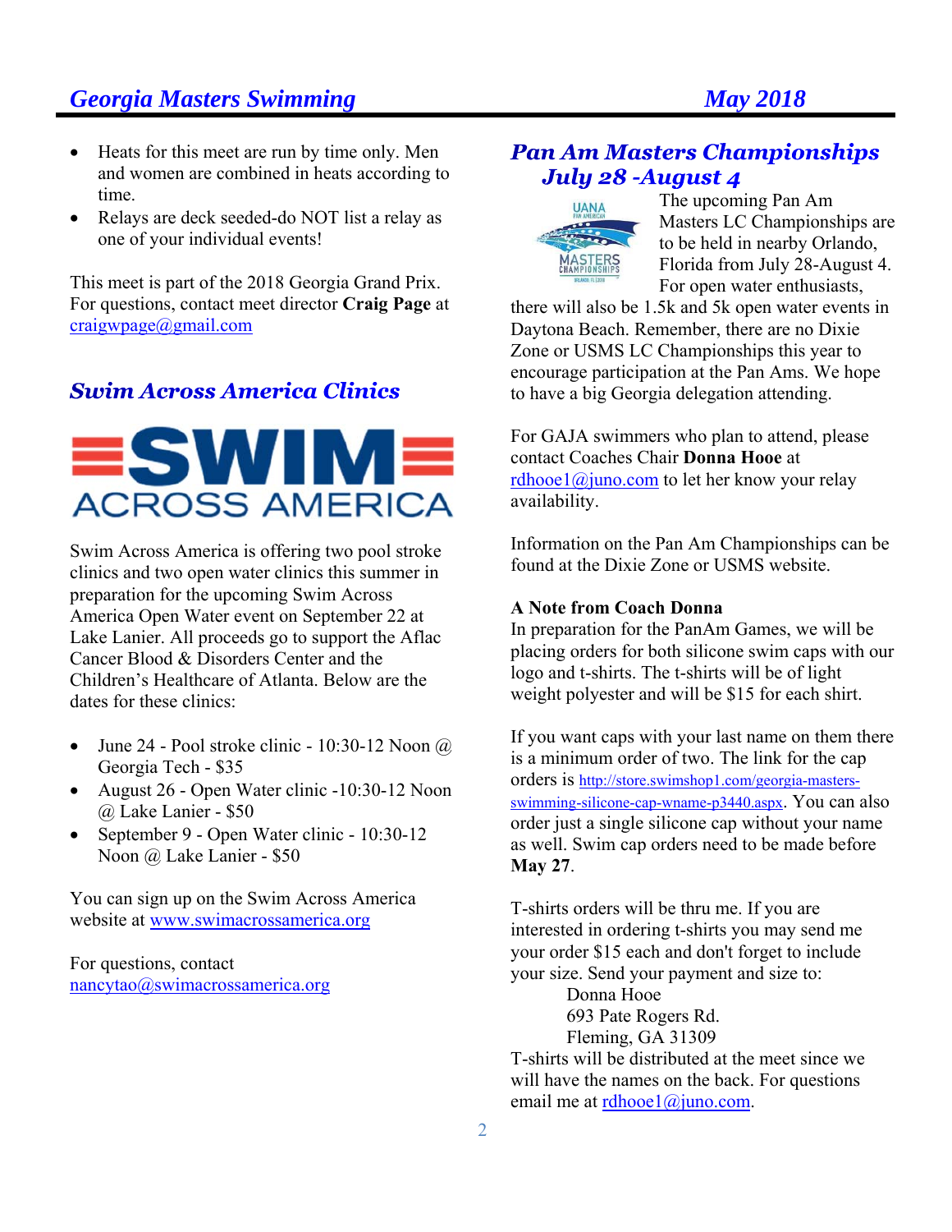- Heats for this meet are run by time only. Men and women are combined in heats according to time.
- Relays are deck seeded-do NOT list a relay as one of your individual events!

This meet is part of the 2018 Georgia Grand Prix. For questions, contact meet director **Craig Page** at craigwpage@gmail.com

## *Swim Across America Clinics*

SWIM ACROSS AMERICA

Swim Across America is offering two pool stroke clinics and two open water clinics this summer in preparation for the upcoming Swim Across America Open Water event on September 22 at Lake Lanier. All proceeds go to support the Aflac Cancer Blood & Disorders Center and the Children's Healthcare of Atlanta. Below are the dates for these clinics:

- June 24 - Pool stroke clinic - 10:30-12 Noon @ Georgia Tech - $35
- August 26 - Open Water clinic -10:30-12 Noon @ Lake Lanier - $50
- September 9 - Open Water clinic - 10:30-12 Noon @ Lake Lanier - $50

You can sign up on the Swim Across America website at www.swimacrossamerica.org

For questions, contact nancytao@swimacrossamerica.org

## *Pan Am Masters Championships July 28 -August 4*

The upcoming Pan Am Masters LC Championships are to be held in nearby Orlando, Florida from July 28-August 4. For open water enthusiasts, there will also be 1.5k and 5k open water events in Daytona Beach. Remember, there are no Dixie Zone or USMS LC Championships this year to encourage participation at the Pan Ams. We hope to have a big Georgia delegation attending.

For GAJA swimmers who plan to attend, please contact Coaches Chair **Donna Hooe** at rdhooe1@juno.com to let her know your relay availability.

Information on the Pan Am Championships can be found at the Dixie Zone or USMS website.

**A Note from Coach Donna**

In preparation for the PanAm Games, we will be placing orders for both silicone swim caps with our logo and t-shirts. The t-shirts will be of light weight polyester and will be $15 for each shirt.

If you want caps with your last name on them there is a minimum order of two. The link for the cap orders is http://store.swimshop1.com/georgia-masters-swimming-silicone-cap-wname-p3440.aspx. You can also order just a single silicone cap without your name as well. Swim cap orders need to be made before **May 27**.

T-shirts orders will be thru me. If you are interested in ordering t-shirts you may send me your order $15 each and don't forget to include your size. Send your payment and size to:

Donna Hooe
693 Pate Rogers Rd.
Fleming, GA 31309

T-shirts will be distributed at the meet since we will have the names on the back. For questions email me at rdhooe1@juno.com.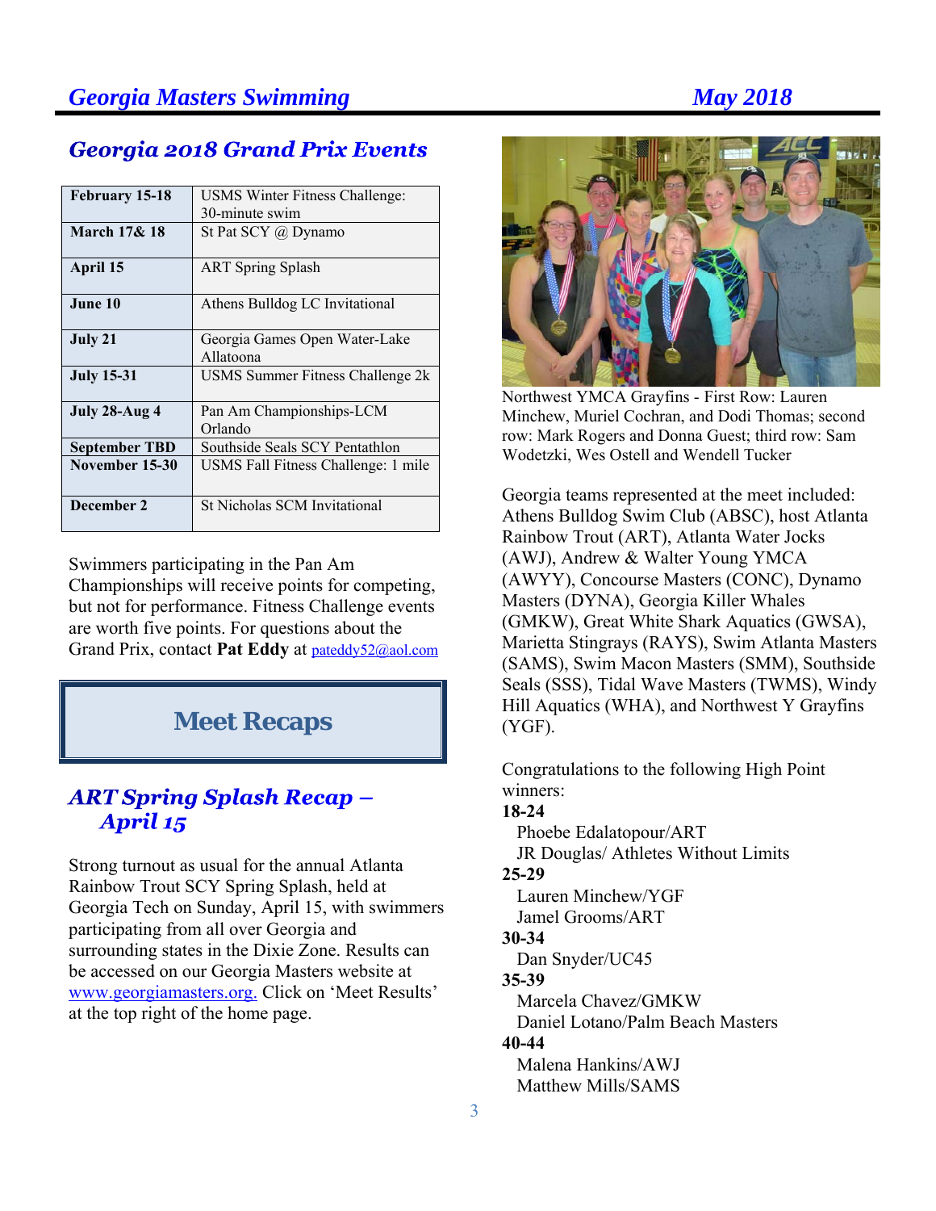## Georgia 2018 Grand Prix Events

| | |
|---|---|
| **February 15-18** | USMS Winter Fitness Challenge: 30-minute swim |
| **March 17& 18** | St Pat SCY @ Dynamo |
| **April 15** | ART Spring Splash |
| **June 10** | Athens Bulldog LC Invitational |
| **July 21** | Georgia Games Open Water-Lake Allatoona |
| **July 15-31** | USMS Summer Fitness Challenge 2k |
| **July 28-Aug 4** | Pan Am Championships-LCM Orlando |
| **September TBD** | Southside Seals SCY Pentathlon |
| **November 15-30** | USMS Fall Fitness Challenge: 1 mile |
| **December 2** | St Nicholas SCM Invitational |

Swimmers participating in the Pan Am Championships will receive points for competing, but not for performance. Fitness Challenge events are worth five points. For questions about the Grand Prix, contact **Pat Eddy** at pateddy52@aol.com

# Meet Recaps

## ART Spring Splash Recap – April 15

Strong turnout as usual for the annual Atlanta Rainbow Trout SCY Spring Splash, held at Georgia Tech on Sunday, April 15, with swimmers participating from all over Georgia and surrounding states in the Dixie Zone. Results can be accessed on our Georgia Masters website at www.georgiamasters.org. Click on 'Meet Results' at the top right of the home page.

Northwest YMCA Grayfins - First Row: Lauren Minchew, Muriel Cochran, and Dodi Thomas; second row: Mark Rogers and Donna Guest; third row: Sam Wodetzki, Wes Ostell and Wendell Tucker

Georgia teams represented at the meet included: Athens Bulldog Swim Club (ABSC), host Atlanta Rainbow Trout (ART), Atlanta Water Jocks (AWJ), Andrew & Walter Young YMCA (AWYY), Concourse Masters (CONC), Dynamo Masters (DYNA), Georgia Killer Whales (GMKW), Great White Shark Aquatics (GWSA), Marietta Stingrays (RAYS), Swim Atlanta Masters (SAMS), Swim Macon Masters (SMM), Southside Seals (SSS), Tidal Wave Masters (TWMS), Windy Hill Aquatics (WHA), and Northwest Y Grayfins (YGF).

Congratulations to the following High Point winners:

**18-24**
- Phoebe Edalatopour/ART
- JR Douglas/ Athletes Without Limits

**25-29**
- Lauren Minchew/YGF
- Jamel Grooms/ART

**30-34**
- Dan Snyder/UC45

**35-39**
- Marcela Chavez/GMKW
- Daniel Lotano/Palm Beach Masters

**40-44**
- Malena Hankins/AWJ
- Matthew Mills/SAMS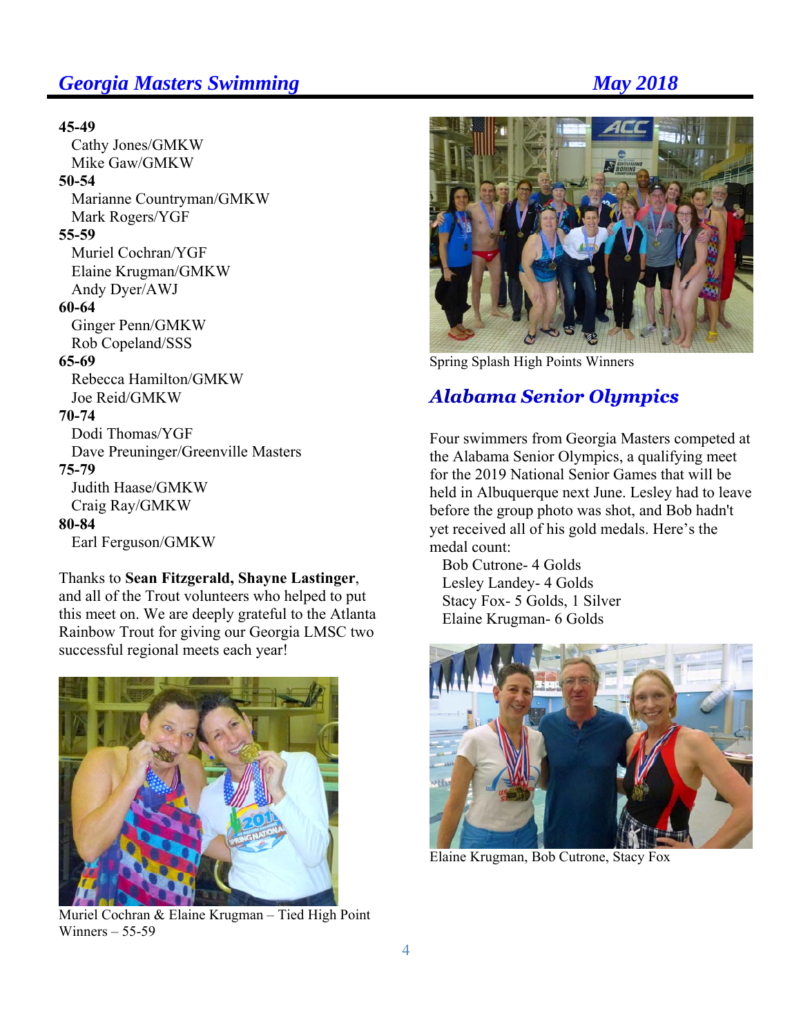**45-49**
Cathy Jones/GMKW
Mike Gaw/GMKW

**50-54**
Marianne Countryman/GMKW
Mark Rogers/YGF

**55-59**
Muriel Cochran/YGF
Elaine Krugman/GMKW
Andy Dyer/AWJ

**60-64**
Ginger Penn/GMKW
Rob Copeland/SSS

**65-69**
Rebecca Hamilton/GMKW
Joe Reid/GMKW

**70-74**
Dodi Thomas/YGF
Dave Preuninger/Greenville Masters

**75-79**
Judith Haase/GMKW
Craig Ray/GMKW

**80-84**
Earl Ferguson/GMKW

Thanks to **Sean Fitzgerald, Shayne Lastinger**, and all of the Trout volunteers who helped to put this meet on. We are deeply grateful to the Atlanta Rainbow Trout for giving our Georgia LMSC two successful regional meets each year!

Muriel Cochran & Elaine Krugman – Tied High Point Winners – 55-59

Spring Splash High Points Winners

## *Alabama Senior Olympics*

Four swimmers from Georgia Masters competed at the Alabama Senior Olympics, a qualifying meet for the 2019 National Senior Games that will be held in Albuquerque next June. Lesley had to leave before the group photo was shot, and Bob hadn't yet received all of his gold medals. Here's the medal count:

Bob Cutrone- 4 Golds
Lesley Landey- 4 Golds
Stacy Fox- 5 Golds, 1 Silver
Elaine Krugman- 6 Golds

Elaine Krugman, Bob Cutrone, Stacy Fox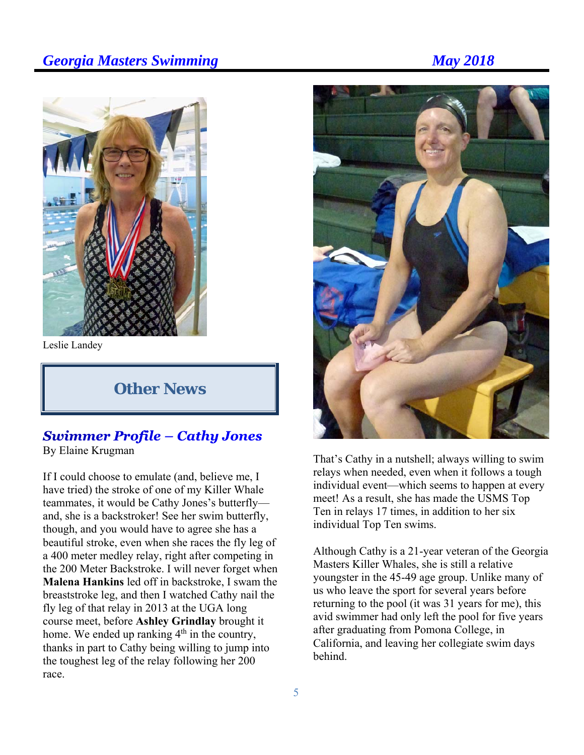Leslie Landey

## Other News

### *Swimmer Profile – Cathy Jones*

By Elaine Krugman

If I could choose to emulate (and, believe me, I have tried) the stroke of one of my Killer Whale teammates, it would be Cathy Jones's butterfly—and, she is a backstroker! See her swim butterfly, though, and you would have to agree she has a beautiful stroke, even when she races the fly leg of a 400 meter medley relay, right after competing in the 200 Meter Backstroke. I will never forget when **Malena Hankins** led off in backstroke, I swam the breaststroke leg, and then I watched Cathy nail the fly leg of that relay in 2013 at the UGA long course meet, before **Ashley Grindlay** brought it home. We ended up ranking 4th in the country, thanks in part to Cathy being willing to jump into the toughest leg of the relay following her 200 race.

That's Cathy in a nutshell; always willing to swim relays when needed, even when it follows a tough individual event—which seems to happen at every meet! As a result, she has made the USMS Top Ten in relays 17 times, in addition to her six individual Top Ten swims.

Although Cathy is a 21-year veteran of the Georgia Masters Killer Whales, she is still a relative youngster in the 45-49 age group. Unlike many of us who leave the sport for several years before returning to the pool (it was 31 years for me), this avid swimmer had only left the pool for five years after graduating from Pomona College, in California, and leaving her collegiate swim days behind.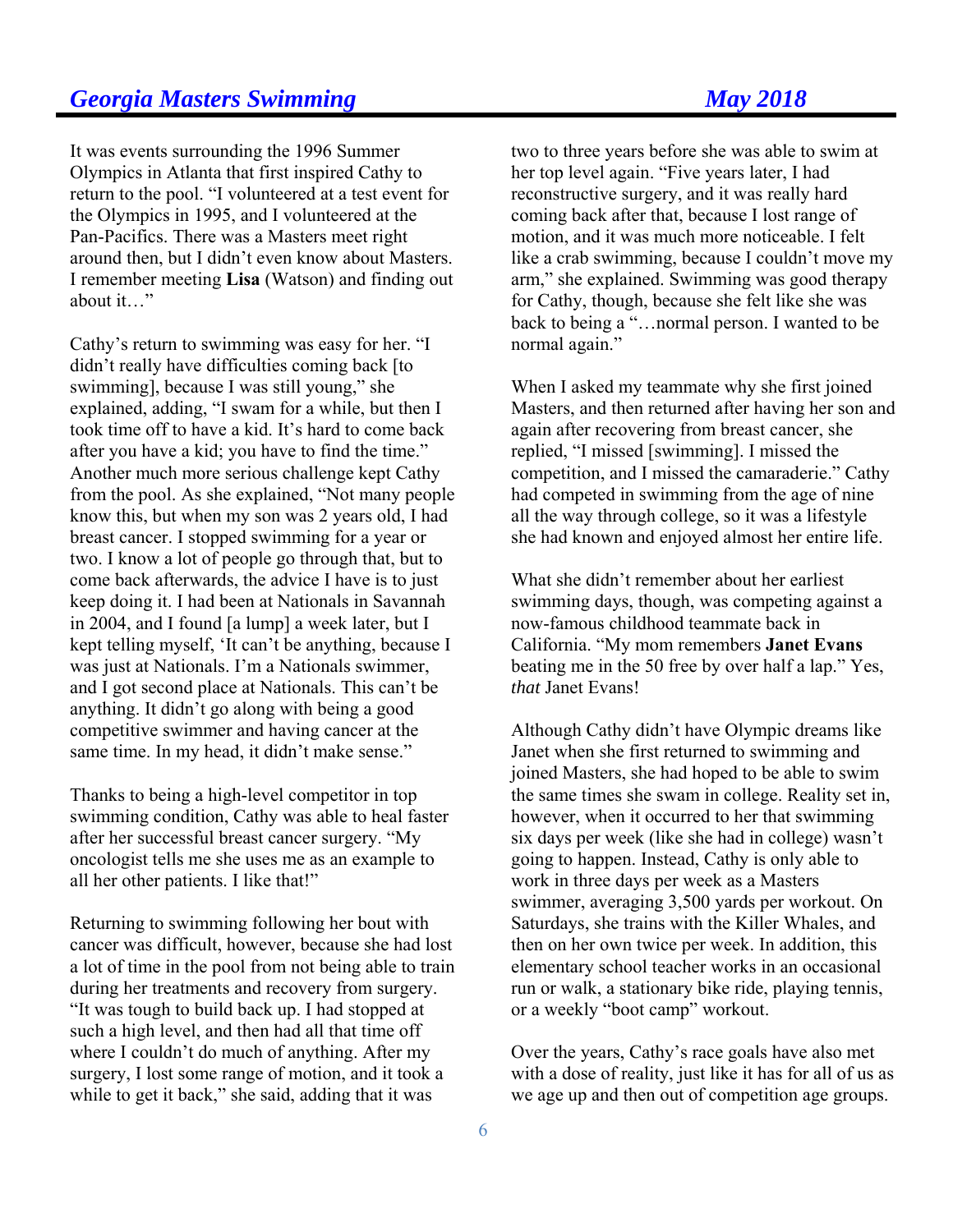It was events surrounding the 1996 Summer Olympics in Atlanta that first inspired Cathy to return to the pool. "I volunteered at a test event for the Olympics in 1995, and I volunteered at the Pan-Pacifics. There was a Masters meet right around then, but I didn't even know about Masters. I remember meeting **Lisa** (Watson) and finding out about it…"

Cathy's return to swimming was easy for her. "I didn't really have difficulties coming back [to swimming], because I was still young," she explained, adding, "I swam for a while, but then I took time off to have a kid. It's hard to come back after you have a kid; you have to find the time." Another much more serious challenge kept Cathy from the pool. As she explained, "Not many people know this, but when my son was 2 years old, I had breast cancer. I stopped swimming for a year or two. I know a lot of people go through that, but to come back afterwards, the advice I have is to just keep doing it. I had been at Nationals in Savannah in 2004, and I found [a lump] a week later, but I kept telling myself, 'It can't be anything, because I was just at Nationals. I'm a Nationals swimmer, and I got second place at Nationals. This can't be anything. It didn't go along with being a good competitive swimmer and having cancer at the same time. In my head, it didn't make sense."

Thanks to being a high-level competitor in top swimming condition, Cathy was able to heal faster after her successful breast cancer surgery. "My oncologist tells me she uses me as an example to all her other patients. I like that!"

Returning to swimming following her bout with cancer was difficult, however, because she had lost a lot of time in the pool from not being able to train during her treatments and recovery from surgery. "It was tough to build back up. I had stopped at such a high level, and then had all that time off where I couldn't do much of anything. After my surgery, I lost some range of motion, and it took a while to get it back," she said, adding that it was two to three years before she was able to swim at her top level again. "Five years later, I had reconstructive surgery, and it was really hard coming back after that, because I lost range of motion, and it was much more noticeable. I felt like a crab swimming, because I couldn't move my arm," she explained. Swimming was good therapy for Cathy, though, because she felt like she was back to being a "…normal person. I wanted to be normal again."

When I asked my teammate why she first joined Masters, and then returned after having her son and again after recovering from breast cancer, she replied, "I missed [swimming]. I missed the competition, and I missed the camaraderie." Cathy had competed in swimming from the age of nine all the way through college, so it was a lifestyle she had known and enjoyed almost her entire life.

What she didn't remember about her earliest swimming days, though, was competing against a now-famous childhood teammate back in California. "My mom remembers **Janet Evans** beating me in the 50 free by over half a lap." Yes, *that* Janet Evans!

Although Cathy didn't have Olympic dreams like Janet when she first returned to swimming and joined Masters, she had hoped to be able to swim the same times she swam in college. Reality set in, however, when it occurred to her that swimming six days per week (like she had in college) wasn't going to happen. Instead, Cathy is only able to work in three days per week as a Masters swimmer, averaging 3,500 yards per workout. On Saturdays, she trains with the Killer Whales, and then on her own twice per week. In addition, this elementary school teacher works in an occasional run or walk, a stationary bike ride, playing tennis, or a weekly "boot camp" workout.

Over the years, Cathy's race goals have also met with a dose of reality, just like it has for all of us as we age up and then out of competition age groups.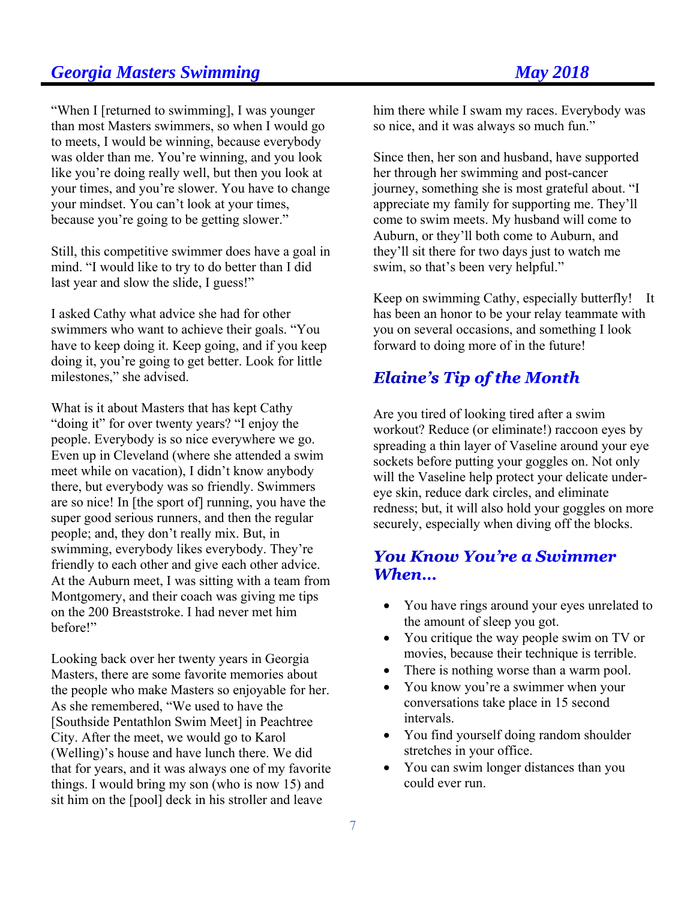"When I [returned to swimming], I was younger than most Masters swimmers, so when I would go to meets, I would be winning, because everybody was older than me. You're winning, and you look like you're doing really well, but then you look at your times, and you're slower. You have to change your mindset. You can't look at your times, because you're going to be getting slower."

Still, this competitive swimmer does have a goal in mind. "I would like to try to do better than I did last year and slow the slide, I guess!"

I asked Cathy what advice she had for other swimmers who want to achieve their goals. "You have to keep doing it. Keep going, and if you keep doing it, you're going to get better. Look for little milestones," she advised.

What is it about Masters that has kept Cathy "doing it" for over twenty years? "I enjoy the people. Everybody is so nice everywhere we go. Even up in Cleveland (where she attended a swim meet while on vacation), I didn't know anybody there, but everybody was so friendly. Swimmers are so nice! In [the sport of] running, you have the super good serious runners, and then the regular people; and, they don't really mix. But, in swimming, everybody likes everybody. They're friendly to each other and give each other advice. At the Auburn meet, I was sitting with a team from Montgomery, and their coach was giving me tips on the 200 Breaststroke. I had never met him before!"

Looking back over her twenty years in Georgia Masters, there are some favorite memories about the people who make Masters so enjoyable for her. As she remembered, "We used to have the [Southside Pentathlon Swim Meet] in Peachtree City. After the meet, we would go to Karol (Welling)'s house and have lunch there. We did that for years, and it was always one of my favorite things. I would bring my son (who is now 15) and sit him on the [pool] deck in his stroller and leave him there while I swam my races. Everybody was so nice, and it was always so much fun."

Since then, her son and husband, have supported her through her swimming and post-cancer journey, something she is most grateful about. "I appreciate my family for supporting me. They'll come to swim meets. My husband will come to Auburn, or they'll both come to Auburn, and they'll sit there for two days just to watch me swim, so that's been very helpful."

Keep on swimming Cathy, especially butterfly! It has been an honor to be your relay teammate with you on several occasions, and something I look forward to doing more of in the future!

## *Elaine's Tip of the Month*

Are you tired of looking tired after a swim workout? Reduce (or eliminate!) raccoon eyes by spreading a thin layer of Vaseline around your eye sockets before putting your goggles on. Not only will the Vaseline help protect your delicate under-eye skin, reduce dark circles, and eliminate redness; but, it will also hold your goggles on more securely, especially when diving off the blocks.

## *You Know You're a Swimmer When…*

- You have rings around your eyes unrelated to the amount of sleep you got.
- You critique the way people swim on TV or movies, because their technique is terrible.
- There is nothing worse than a warm pool.
- You know you're a swimmer when your conversations take place in 15 second intervals.
- You find yourself doing random shoulder stretches in your office.
- You can swim longer distances than you could ever run.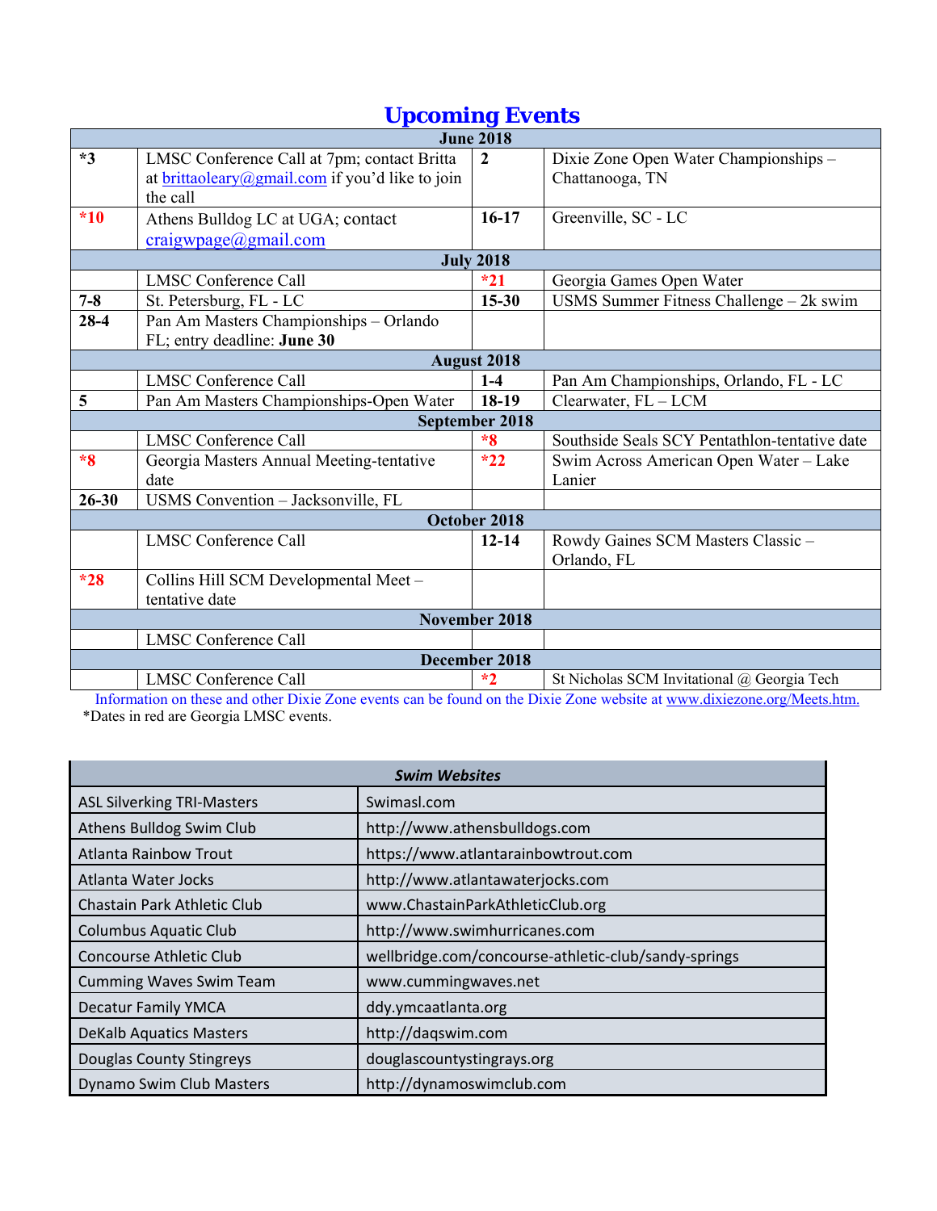## Upcoming Events

| | | | |
|---|---|---|---|
| **June 2018** | | | |
| ***3** | LMSC Conference Call at 7pm; contact Britta at brittaoleary@gmail.com if you'd like to join the call | **2** | Dixie Zone Open Water Championships – Chattanooga, TN |
| ***10** | Athens Bulldog LC at UGA; contact craigwpage@gmail.com | **16-17** | Greenville, SC - LC |
| **July 2018** | | | |
| | LMSC Conference Call | ***21** | Georgia Games Open Water |
| **7-8** | St. Petersburg, FL - LC | **15-30** | USMS Summer Fitness Challenge – 2k swim |
| **28-4** | Pan Am Masters Championships – Orlando FL; entry deadline: **June 30** | | |
| **August 2018** | | | |
| | LMSC Conference Call | **1-4** | Pan Am Championships, Orlando, FL - LC |
| **5** | Pan Am Masters Championships-Open Water | **18-19** | Clearwater, FL – LCM |
| **September 2018** | | | |
| | LMSC Conference Call | ***8** | Southside Seals SCY Pentathlon-tentative date |
| ***8** | Georgia Masters Annual Meeting-tentative date | ***22** | Swim Across American Open Water – Lake Lanier |
| **26-30** | USMS Convention – Jacksonville, FL | | |
| **October 2018** | | | |
| | LMSC Conference Call | **12-14** | Rowdy Gaines SCM Masters Classic – Orlando, FL |
| ***28** | Collins Hill SCM Developmental Meet – tentative date | | |
| **November 2018** | | | |
| | LMSC Conference Call | | |
| **December 2018** | | | |
| | LMSC Conference Call | ***2** | St Nicholas SCM Invitational @ Georgia Tech |

Information on these and other Dixie Zone events can be found on the Dixie Zone website at www.dixiezone.org/Meets.htm.

*Dates in red are Georgia LMSC events.

| ***Swim Websites*** | |
|---|---|
| ASL Silverking TRI-Masters | Swimasl.com |
| Athens Bulldog Swim Club | http://www.athensbulldogs.com |
| Atlanta Rainbow Trout | https://www.atlantarainbowtrout.com |
| Atlanta Water Jocks | http://www.atlantawaterjocks.com |
| Chastain Park Athletic Club | www.ChastainParkAthleticClub.org |
| Columbus Aquatic Club | http://www.swimhurricanes.com |
| Concourse Athletic Club | wellbridge.com/concourse-athletic-club/sandy-springs |
| Cumming Waves Swim Team | www.cummingwaves.net |
| Decatur Family YMCA | ddy.ymcaatlanta.org |
| DeKalb Aquatics Masters | http://daqswim.com |
| Douglas County Stingreys | douglascountystingrays.org |
| Dynamo Swim Club Masters | http://dynamoswimclub.com |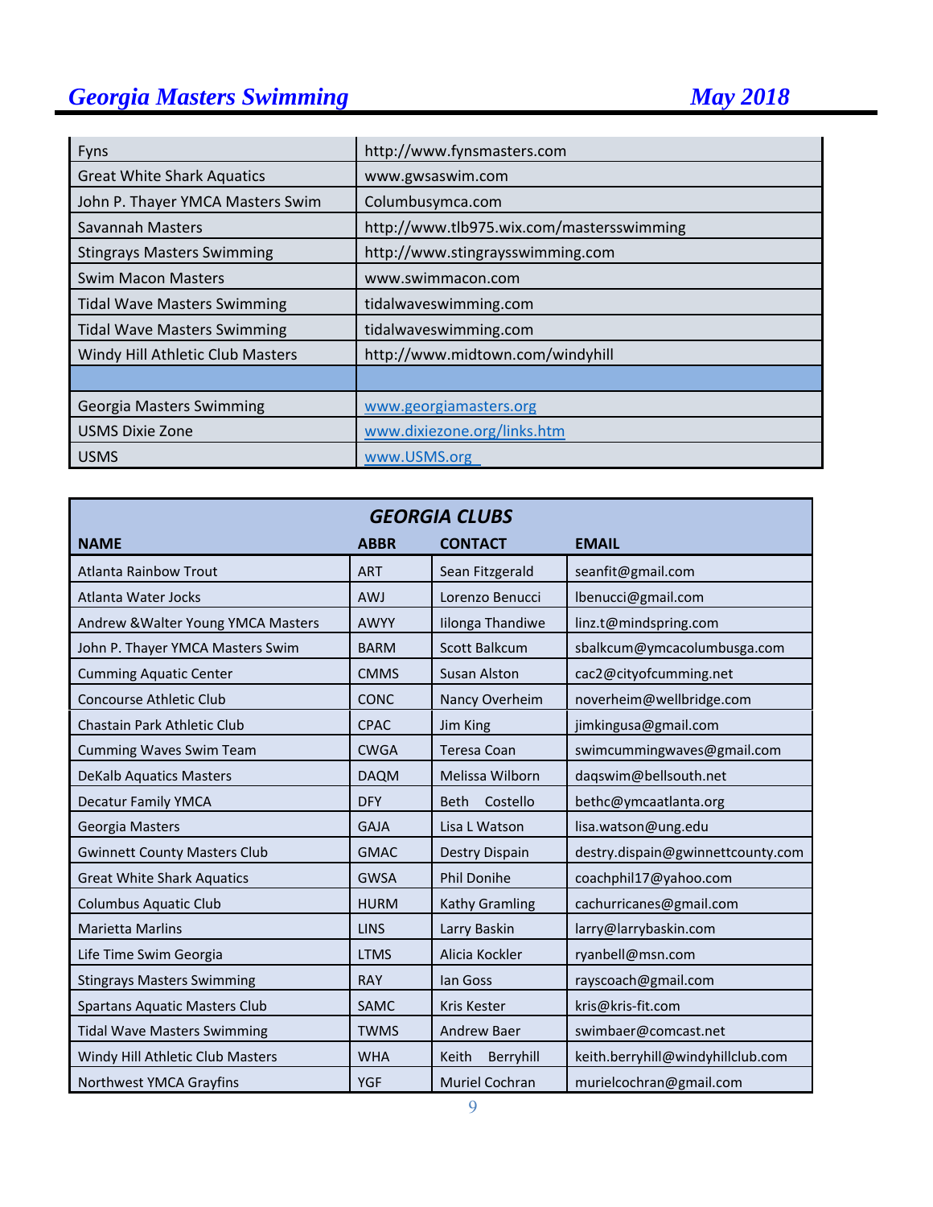| | |
|---|---|
| Fyns | http://www.fynsmasters.com |
| Great White Shark Aquatics | www.gwsaswim.com |
| John P. Thayer YMCA Masters Swim | Columbusymca.com |
| Savannah Masters | http://www.tlb975.wix.com/mastersswimming |
| Stingrays Masters Swimming | http://www.stingraysswimming.com |
| Swim Macon Masters | www.swimmacon.com |
| Tidal Wave Masters Swimming | tidalwaveswimming.com |
| Tidal Wave Masters Swimming | tidalwaveswimming.com |
| Windy Hill Athletic Club Masters | http://www.midtown.com/windyhill |
| | |
| Georgia Masters Swimming | www.georgiamasters.org |
| USMS Dixie Zone | www.dixiezone.org/links.htm |
| USMS | www.USMS.org |

| GEORGIA CLUBS | | | |
|---|---|---|---|
| **NAME** | **ABBR** | **CONTACT** | **EMAIL** |
| Atlanta Rainbow Trout | ART | Sean Fitzgerald | seanfit@gmail.com |
| Atlanta Water Jocks | AWJ | Lorenzo Benucci | lbenucci@gmail.com |
| Andrew &Walter Young YMCA Masters | AWYY | Iilonga Thandiwe | linz.t@mindspring.com |
| John P. Thayer YMCA Masters Swim | BARM | Scott Balkcum | sbalkcum@ymcacolumbusga.com |
| Cumming Aquatic Center | CMMS | Susan Alston | cac2@cityofcumming.net |
| Concourse Athletic Club | CONC | Nancy Overheim | noverheim@wellbridge.com |
| Chastain Park Athletic Club | CPAC | Jim King | jimkingusa@gmail.com |
| Cumming Waves Swim Team | CWGA | Teresa Coan | swimcummingwaves@gmail.com |
| DeKalb Aquatics Masters | DAQM | Melissa Wilborn | daqswim@bellsouth.net |
| Decatur Family YMCA | DFY | Beth Costello | bethc@ymcaatlanta.org |
| Georgia Masters | GAJA | Lisa L Watson | lisa.watson@ung.edu |
| Gwinnett County Masters Club | GMAC | Destry Dispain | destry.dispain@gwinnettcounty.com |
| Great White Shark Aquatics | GWSA | Phil Donihe | coachphil17@yahoo.com |
| Columbus Aquatic Club | HURM | Kathy Gramling | cachurricanes@gmail.com |
| Marietta Marlins | LINS | Larry Baskin | larry@larrybaskin.com |
| Life Time Swim Georgia | LTMS | Alicia Kockler | ryanbell@msn.com |
| Stingrays Masters Swimming | RAY | Ian Goss | rayscoach@gmail.com |
| Spartans Aquatic Masters Club | SAMC | Kris Kester | kris@kris-fit.com |
| Tidal Wave Masters Swimming | TWMS | Andrew Baer | swimbaer@comcast.net |
| Windy Hill Athletic Club Masters | WHA | Keith Berryhill | keith.berryhill@windyhillclub.com |
| Northwest YMCA Grayfins | YGF | Muriel Cochran | murielcochran@gmail.com |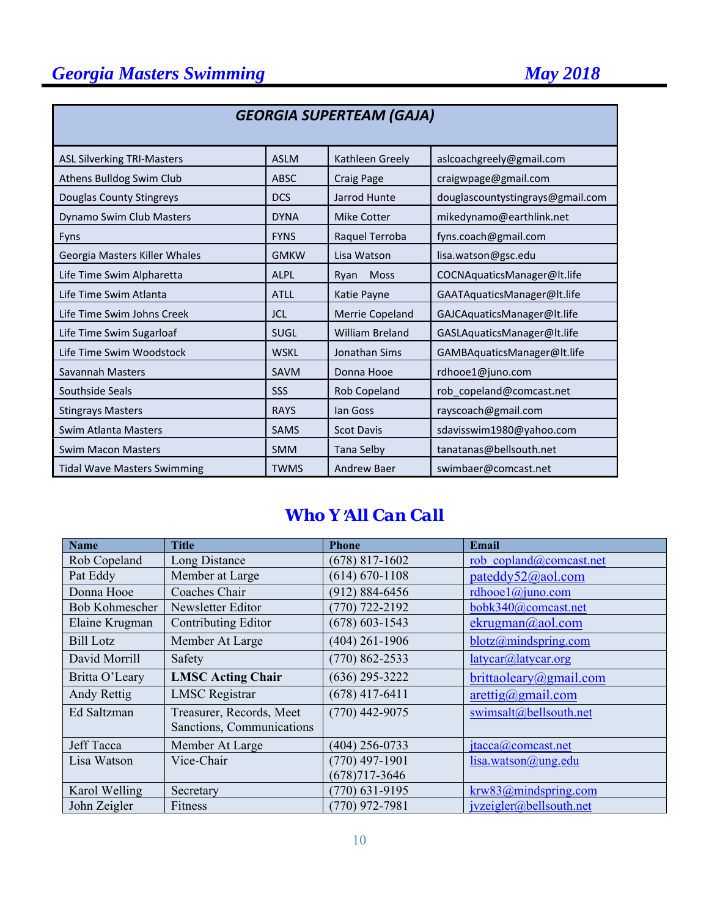## GEORGIA SUPERTEAM (GAJA)

| | | | |
|---|---|---|---|
| ASL Silverking TRI-Masters | ASLM | Kathleen Greely | aslcoachgreely@gmail.com |
| Athens Bulldog Swim Club | ABSC | Craig Page | craigwpage@gmail.com |
| Douglas County Stingreys | DCS | Jarrod Hunte | douglascountystingrays@gmail.com |
| Dynamo Swim Club Masters | DYNA | Mike Cotter | mikedynamo@earthlink.net |
| Fyns | FYNS | Raquel Terroba | fyns.coach@gmail.com |
| Georgia Masters Killer Whales | GMKW | Lisa Watson | lisa.watson@gsc.edu |
| Life Time Swim Alpharetta | ALPL | Ryan Moss | COCNAquaticsManager@lt.life |
| Life Time Swim Atlanta | ATLL | Katie Payne | GAATAquaticsManager@lt.life |
| Life Time Swim Johns Creek | JCL | Merrie Copeland | GAJCAquaticsManager@lt.life |
| Life Time Swim Sugarloaf | SUGL | William Breland | GASLAquaticsManager@lt.life |
| Life Time Swim Woodstock | WSKL | Jonathan Sims | GAMBAquaticsManager@lt.life |
| Savannah Masters | SAVM | Donna Hooe | rdhooe1@juno.com |
| Southside Seals | SSS | Rob Copeland | rob_copeland@comcast.net |
| Stingrays Masters | RAYS | Ian Goss | rayscoach@gmail.com |
| Swim Atlanta Masters | SAMS | Scot Davis | sdavisswim1980@yahoo.com |
| Swim Macon Masters | SMM | Tana Selby | tanatanas@bellsouth.net |
| Tidal Wave Masters Swimming | TWMS | Andrew Baer | swimbaer@comcast.net |

## Who Y'All Can Call

| Name | Title | Phone | Email |
|---|---|---|---|
| Rob Copeland | Long Distance | (678) 817-1602 | rob_copland@comcast.net |
| Pat Eddy | Member at Large | (614) 670-1108 | pateddy52@aol.com |
| Donna Hooe | Coaches Chair | (912) 884-6456 | rdhooe1@juno.com |
| Bob Kohmescher | Newsletter Editor | (770) 722-2192 | bobk340@comcast.net |
| Elaine Krugman | Contributing Editor | (678) 603-1543 | ekrugman@aol.com |
| Bill Lotz | Member At Large | (404) 261-1906 | blotz@mindspring.com |
| David Morrill | Safety | (770) 862-2533 | latycar@latycar.org |
| Britta O'Leary | **LMSC Acting Chair** | (636) 295-3222 | brittaoleary@gmail.com |
| Andy Rettig | LMSC Registrar | (678) 417-6411 | arettig@gmail.com |
| Ed Saltzman | Treasurer, Records, Meet Sanctions, Communications | (770) 442-9075 | swimsalt@bellsouth.net |
| Jeff Tacca | Member At Large | (404) 256-0733 | jtacca@comcast.net |
| Lisa Watson | Vice-Chair | (770) 497-1901<br>(678)717-3646 | lisa.watson@ung.edu |
| Karol Welling | Secretary | (770) 631-9195 | krw83@mindspring.com |
| John Zeigler | Fitness | (770) 972-7981 | jvzeigler@bellsouth.net |